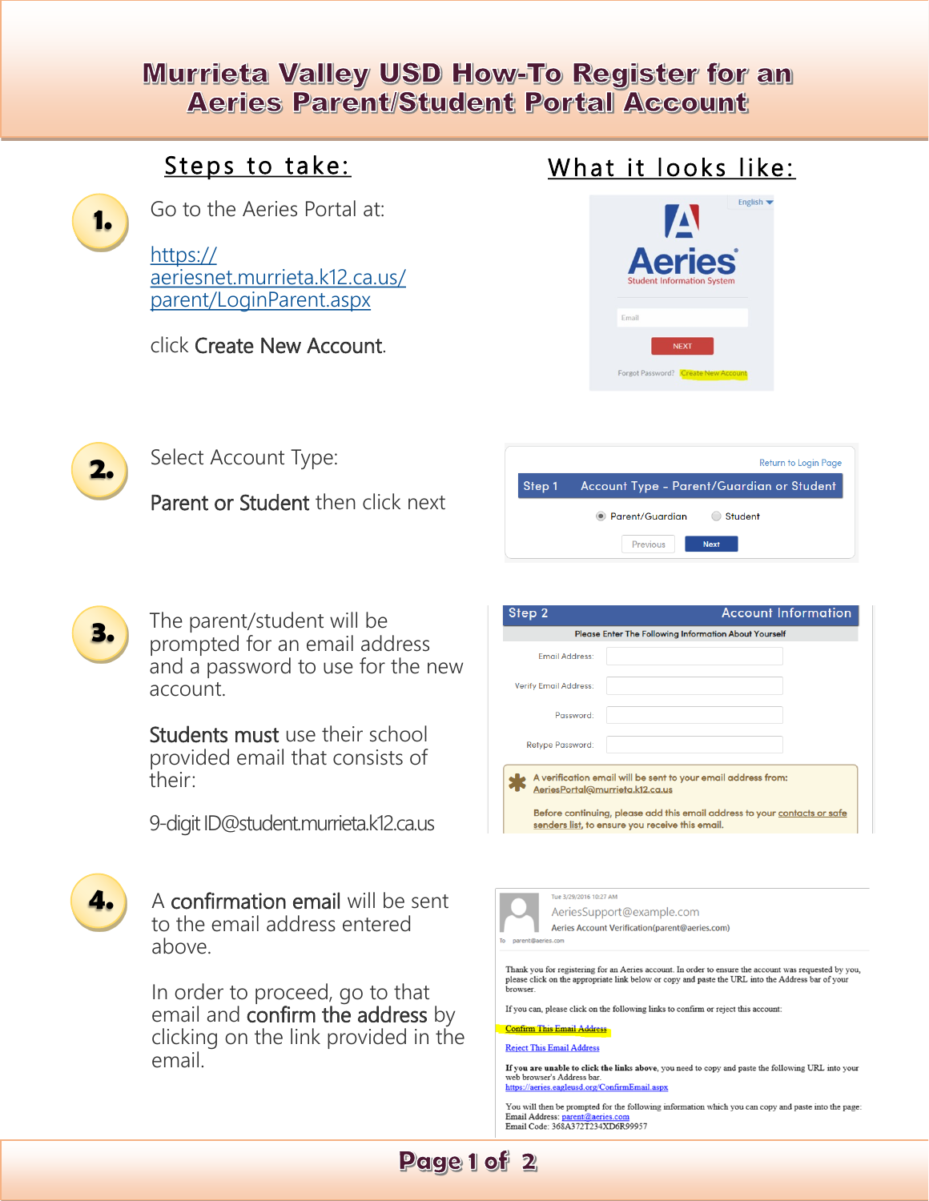# Murrieta Valley USD How-To Register for an Aeries Parent/Student Portal Account

| Steps to take: | What it looks like: |
|---|---|

**1.** Go to the Aeries Portal at:

https://aeriesnet.murrieta.k12.ca.us/parent/LoginParent.aspx

click **Create New Account**.

English

Aeries Student Information System

Email

NEXT

Forgot Password? Create New Account

**2.** Select Account Type:

**Parent or Student** then click next

Return to Login Page

Step 1 Account Type - Parent/Guardian or Student

Parent/Guardian Student

Previous Next

**3.** The parent/student will be prompted for an email address and a password to use for the new account.

**Students must** use their school provided email that consists of their:

9-digit ID@student.murrieta.k12.ca.us

Step 2 Account Information

Please Enter The Following Information About Yourself

Email Address:

Verify Email Address:

Password:

Retype Password:

A verification email will be sent to your email address from: AeriesPortal@murrieta.k12.ca.us

Before continuing, please add this email address to your contacts or safe senders list, to ensure you receive this email.

**4.** A **confirmation email** will be sent to the email address entered above.

In order to proceed, go to that email and **confirm the address** by clicking on the link provided in the email.

Tue 3/29/2016 10:27 AM

AeriesSupport@example.com

Aeries Account Verification(parent@aeries.com)

To parent@aeries.com

Thank you for registering for an Aeries account. In order to ensure the account was requested by you, please click on the appropriate link below or copy and paste the URL into the Address bar of your browser.

If you can, please click on the following links to confirm or reject this account:

Confirm This Email Address

Reject This Email Address

**If you are unable to click the links above**, you need to copy and paste the following URL into your web browser's Address bar.
https://aeries.eagleusd.org/ConfirmEmail.aspx

You will then be prompted for the following information which you can copy and paste into the page:
Email Address: parent@aeries.com
Email Code: 368A372T234XD6R99957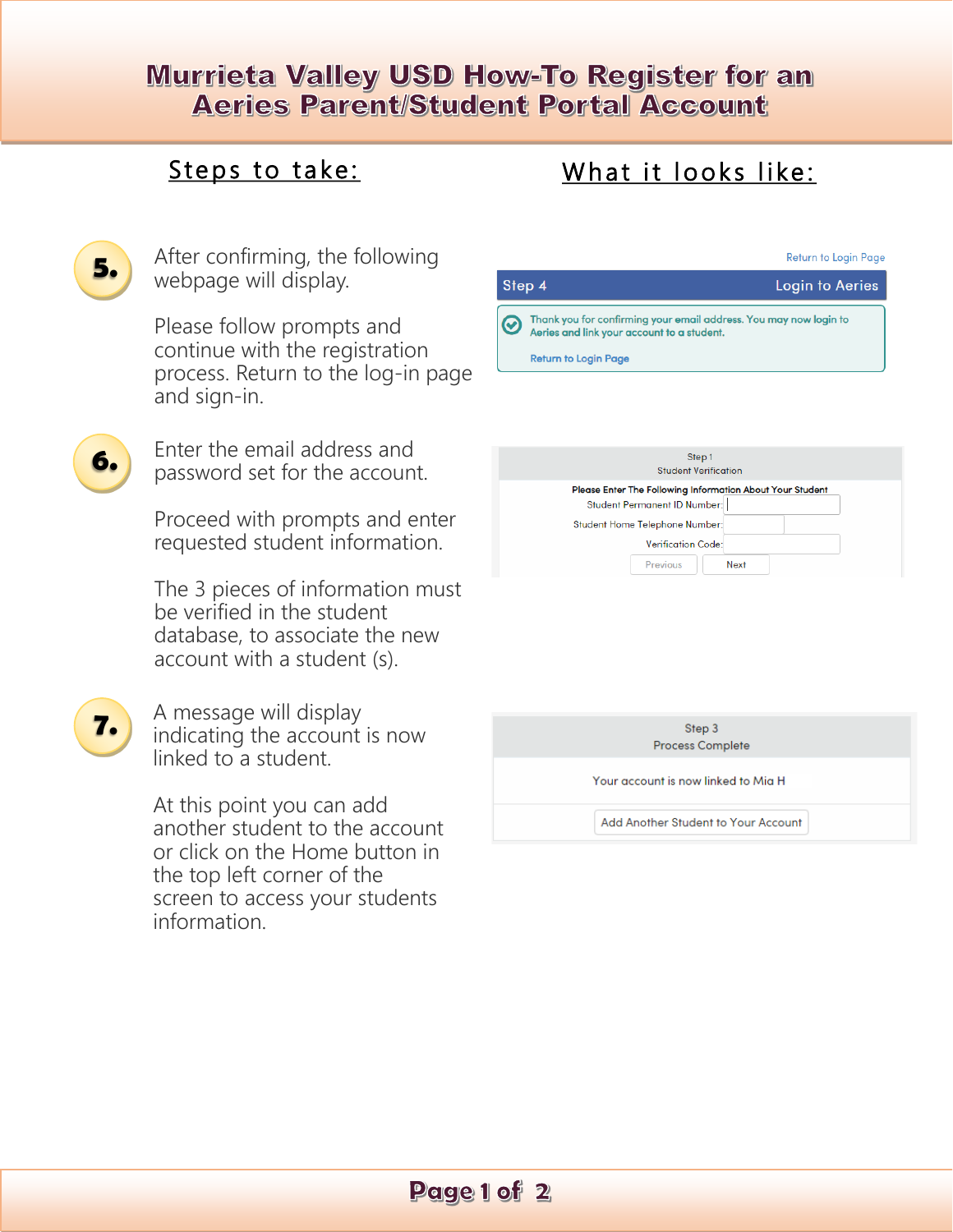# Murrieta Valley USD How-To Register for an Aeries Parent/Student Portal Account

| Steps to take: | What it looks like: |
| --- | --- |
| **5.** After confirming, the following webpage will display. Please follow prompts and continue with the registration process. Return to the log-in page and sign-in. | Return to Login Page<br>Step 4 Login to Aeries<br>Thank you for confirming your email address. You may now login to Aeries and link your account to a student.<br>Return to Login Page |
| **6.** Enter the email address and password set for the account. Proceed with prompts and enter requested student information. The 3 pieces of information must be verified in the student database, to associate the new account with a student (s). | Step 1<br>Student Verification<br>Please Enter The Following Information About Your Student<br>Student Permanent ID Number:<br>Student Home Telephone Number:<br>Verification Code:<br>Previous Next |
| **7.** A message will display indicating the account is now linked to a student. At this point you can add another student to the account or click on the Home button in the top left corner of the screen to access your students information. | Step 3<br>Process Complete<br>Your account is now linked to Mia H<br>Add Another Student to Your Account |